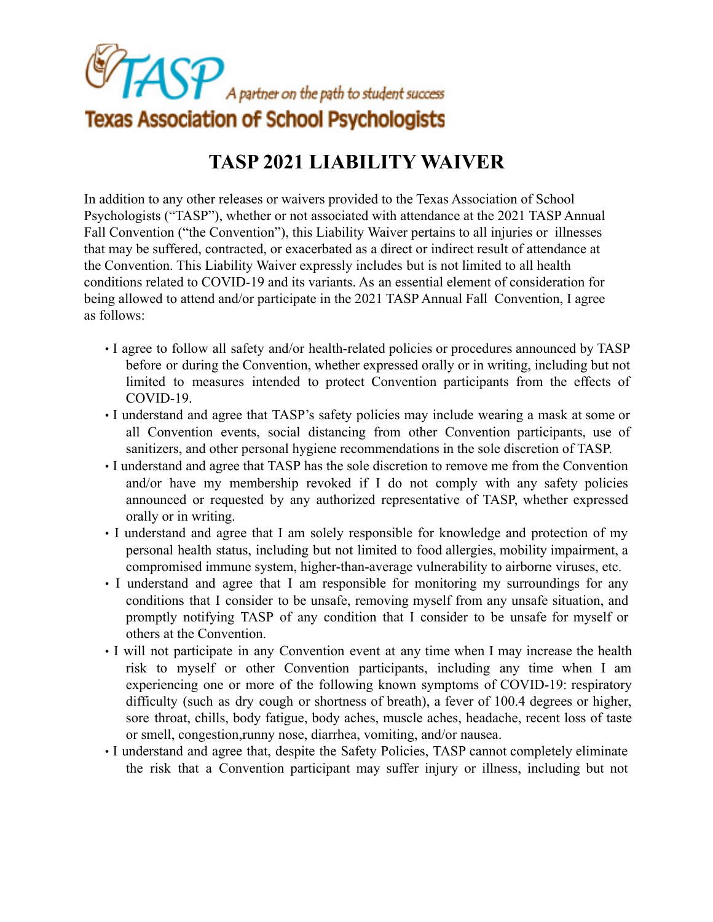TASP A partner on the path to student success

Texas Association of School Psychologists

# TASP 2021 LIABILITY WAIVER

In addition to any other releases or waivers provided to the Texas Association of School Psychologists ("TASP"), whether or not associated with attendance at the 2021 TASP Annual Fall Convention ("the Convention"), this Liability Waiver pertains to all injuries or illnesses that may be suffered, contracted, or exacerbated as a direct or indirect result of attendance at the Convention. This Liability Waiver expressly includes but is not limited to all health conditions related to COVID-19 and its variants. As an essential element of consideration for being allowed to attend and/or participate in the 2021 TASP Annual Fall Convention, I agree as follows:

- I agree to follow all safety and/or health-related policies or procedures announced by TASP before or during the Convention, whether expressed orally or in writing, including but not limited to measures intended to protect Convention participants from the effects of COVID-19.
- I understand and agree that TASP's safety policies may include wearing a mask at some or all Convention events, social distancing from other Convention participants, use of sanitizers, and other personal hygiene recommendations in the sole discretion of TASP.
- I understand and agree that TASP has the sole discretion to remove me from the Convention and/or have my membership revoked if I do not comply with any safety policies announced or requested by any authorized representative of TASP, whether expressed orally or in writing.
- I understand and agree that I am solely responsible for knowledge and protection of my personal health status, including but not limited to food allergies, mobility impairment, a compromised immune system, higher-than-average vulnerability to airborne viruses, etc.
- I understand and agree that I am responsible for monitoring my surroundings for any conditions that I consider to be unsafe, removing myself from any unsafe situation, and promptly notifying TASP of any condition that I consider to be unsafe for myself or others at the Convention.
- I will not participate in any Convention event at any time when I may increase the health risk to myself or other Convention participants, including any time when I am experiencing one or more of the following known symptoms of COVID-19: respiratory difficulty (such as dry cough or shortness of breath), a fever of 100.4 degrees or higher, sore throat, chills, body fatigue, body aches, muscle aches, headache, recent loss of taste or smell, congestion,runny nose, diarrhea, vomiting, and/or nausea.
- I understand and agree that, despite the Safety Policies, TASP cannot completely eliminate the risk that a Convention participant may suffer injury or illness, including but not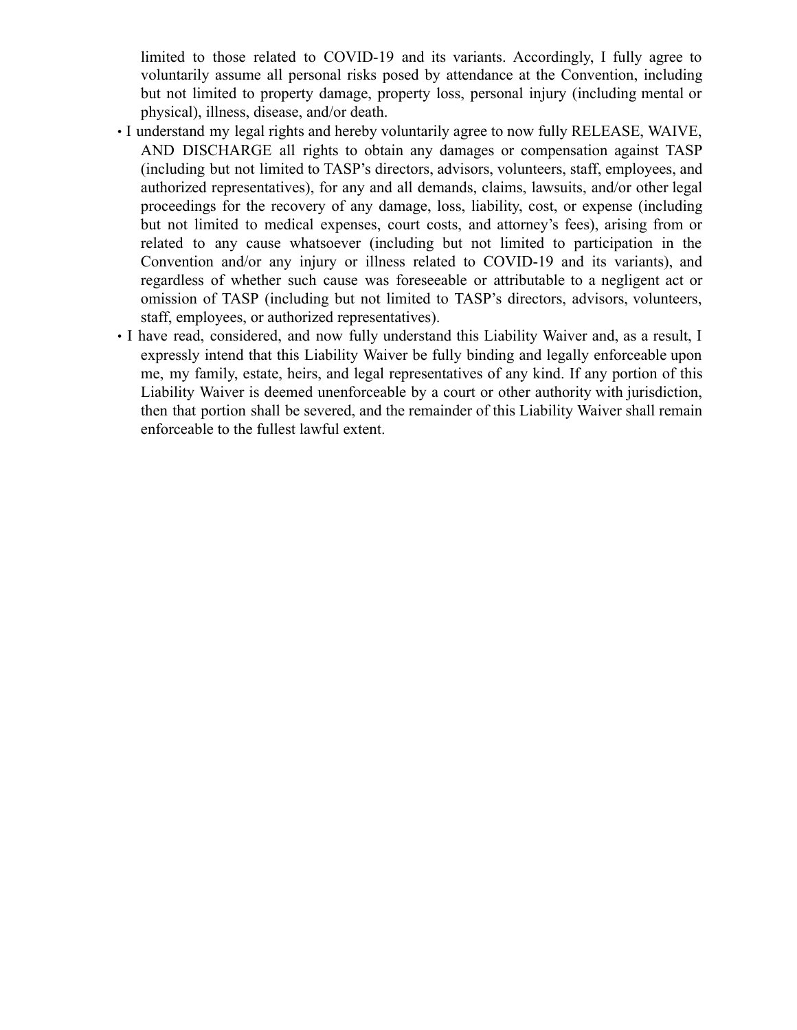limited to those related to COVID-19 and its variants. Accordingly, I fully agree to voluntarily assume all personal risks posed by attendance at the Convention, including but not limited to property damage, property loss, personal injury (including mental or physical), illness, disease, and/or death.

- I understand my legal rights and hereby voluntarily agree to now fully RELEASE, WAIVE, AND DISCHARGE all rights to obtain any damages or compensation against TASP (including but not limited to TASP's directors, advisors, volunteers, staff, employees, and authorized representatives), for any and all demands, claims, lawsuits, and/or other legal proceedings for the recovery of any damage, loss, liability, cost, or expense (including but not limited to medical expenses, court costs, and attorney's fees), arising from or related to any cause whatsoever (including but not limited to participation in the Convention and/or any injury or illness related to COVID-19 and its variants), and regardless of whether such cause was foreseeable or attributable to a negligent act or omission of TASP (including but not limited to TASP's directors, advisors, volunteers, staff, employees, or authorized representatives).
- I have read, considered, and now fully understand this Liability Waiver and, as a result, I expressly intend that this Liability Waiver be fully binding and legally enforceable upon me, my family, estate, heirs, and legal representatives of any kind. If any portion of this Liability Waiver is deemed unenforceable by a court or other authority with jurisdiction, then that portion shall be severed, and the remainder of this Liability Waiver shall remain enforceable to the fullest lawful extent.